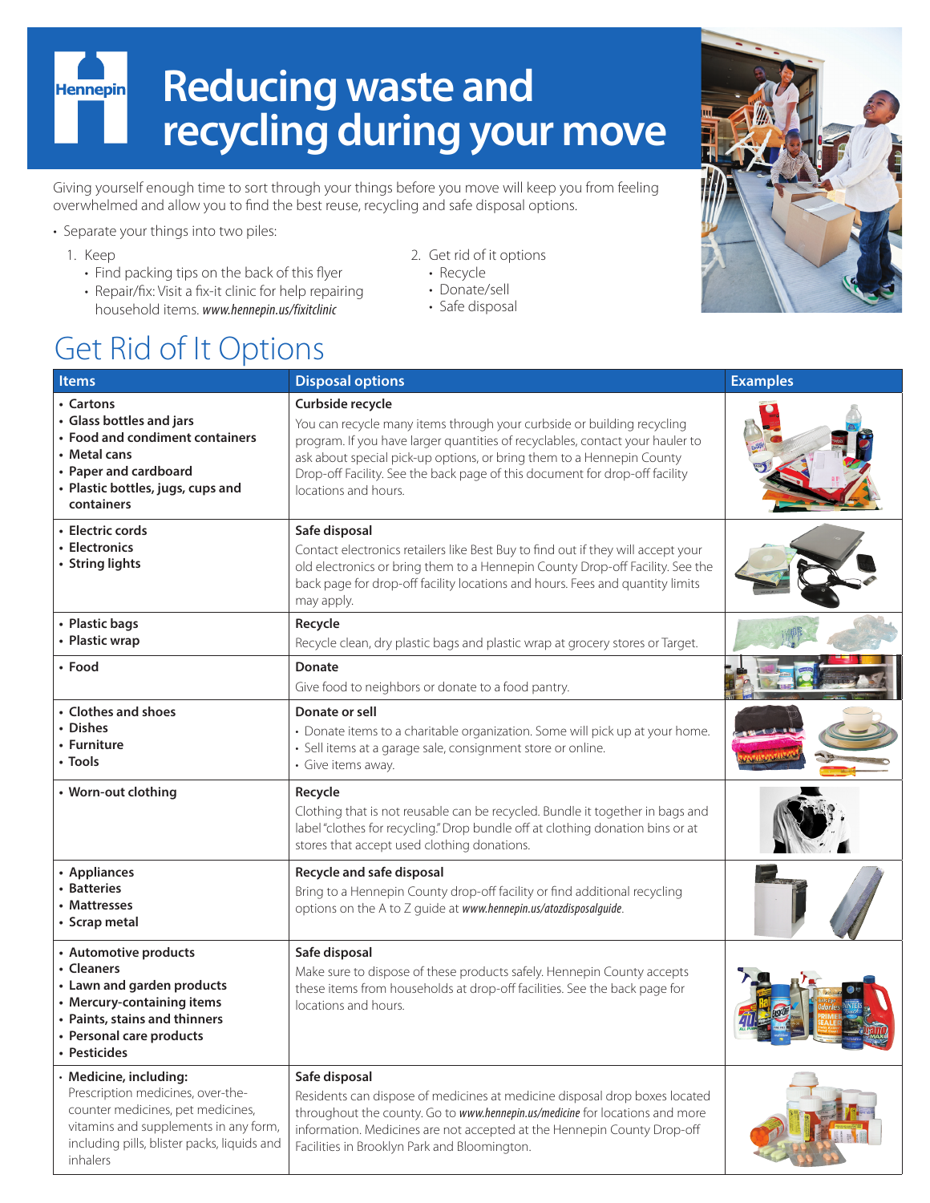# Reducing waste and recycling during your move

Giving yourself enough time to sort through your things before you move will keep you from feeling overwhelmed and allow you to find the best reuse, recycling and safe disposal options.

- Separate your things into two piles:
  1. Keep
     - Find packing tips on the back of this flyer
     - Repair/fix: Visit a fix-it clinic for help repairing household items. *www.hennepin.us/fixitclinic*
  2. Get rid of it options
     - Recycle
     - Donate/sell
     - Safe disposal

## Get Rid of It Options

| Items | Disposal options | Examples |
|---|---|---|
| **• Cartons<br>• Glass bottles and jars<br>• Food and condiment containers<br>• Metal cans<br>• Paper and cardboard<br>• Plastic bottles, jugs, cups and containers** | **Curbside recycle**<br>You can recycle many items through your curbside or building recycling program. If you have larger quantities of recyclables, contact your hauler to ask about special pick-up options, or bring them to a Hennepin County Drop-off Facility. See the back page of this document for drop-off facility locations and hours. | |
| **• Electric cords<br>• Electronics<br>• String lights** | **Safe disposal**<br>Contact electronics retailers like Best Buy to find out if they will accept your old electronics or bring them to a Hennepin County Drop-off Facility. See the back page for drop-off facility locations and hours. Fees and quantity limits may apply. | |
| **• Plastic bags<br>• Plastic wrap** | **Recycle**<br>Recycle clean, dry plastic bags and plastic wrap at grocery stores or Target. | |
| **• Food** | **Donate**<br>Give food to neighbors or donate to a food pantry. | |
| **• Clothes and shoes<br>• Dishes<br>• Furniture<br>• Tools** | **Donate or sell**<br>• Donate items to a charitable organization. Some will pick up at your home.<br>• Sell items at a garage sale, consignment store or online.<br>• Give items away. | |
| **• Worn-out clothing** | **Recycle**<br>Clothing that is not reusable can be recycled. Bundle it together in bags and label "clothes for recycling." Drop bundle off at clothing donation bins or at stores that accept used clothing donations. | |
| **• Appliances<br>• Batteries<br>• Mattresses<br>• Scrap metal** | **Recycle and safe disposal**<br>Bring to a Hennepin County drop-off facility or find additional recycling options on the A to Z guide at *www.hennepin.us/atozdisposalguide*. | |
| **• Automotive products<br>• Cleaners<br>• Lawn and garden products<br>• Mercury-containing items<br>• Paints, stains and thinners<br>• Personal care products<br>• Pesticides** | **Safe disposal**<br>Make sure to dispose of these products safely. Hennepin County accepts these items from households at drop-off facilities. See the back page for locations and hours. | |
| **• Medicine, including:**<br>Prescription medicines, over-the-counter medicines, pet medicines, vitamins and supplements in any form, including pills, blister packs, liquids and inhalers | **Safe disposal**<br>Residents can dispose of medicines at medicine disposal drop boxes located throughout the county. Go to *www.hennepin.us/medicine* for locations and more information. Medicines are not accepted at the Hennepin County Drop-off Facilities in Brooklyn Park and Bloomington. | |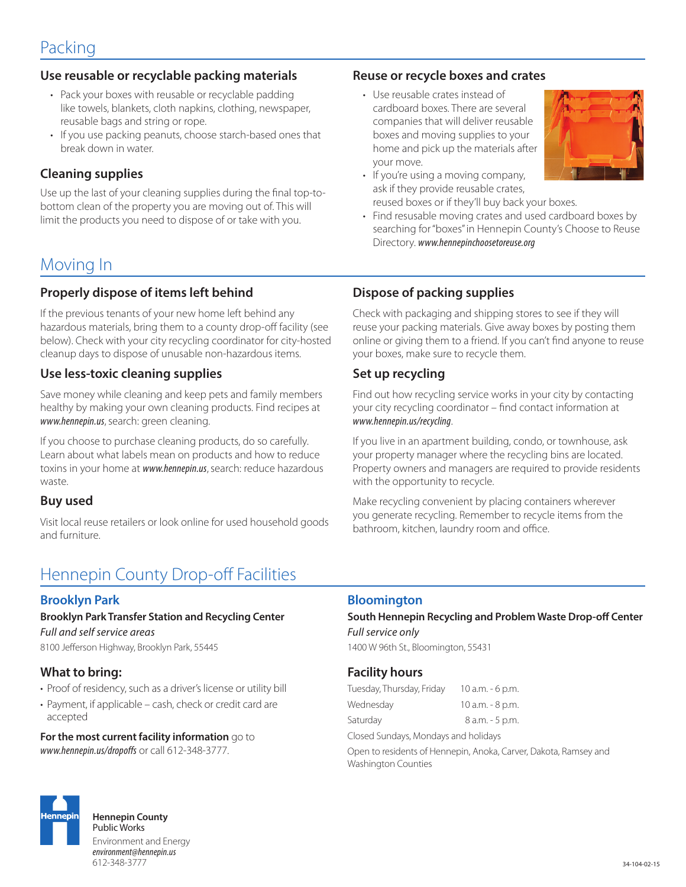# Packing

### Use reusable or recyclable packing materials

- Pack your boxes with reusable or recyclable padding like towels, blankets, cloth napkins, clothing, newspaper, reusable bags and string or rope.
- If you use packing peanuts, choose starch-based ones that break down in water.

### Cleaning supplies

Use up the last of your cleaning supplies during the final top-to-bottom clean of the property you are moving out of. This will limit the products you need to dispose of or take with you.

### Reuse or recycle boxes and crates

- Use reusable crates instead of cardboard boxes. There are several companies that will deliver reusable boxes and moving supplies to your home and pick up the materials after your move.
- If you're using a moving company, ask if they provide reusable crates, reused boxes or if they'll buy back your boxes.
- Find resusable moving crates and used cardboard boxes by searching for "boxes" in Hennepin County's Choose to Reuse Directory. *www.hennepinchoosetoreuse.org*

# Moving In

### Properly dispose of items left behind

If the previous tenants of your new home left behind any hazardous materials, bring them to a county drop-off facility (see below). Check with your city recycling coordinator for city-hosted cleanup days to dispose of unusable non-hazardous items.

### Use less-toxic cleaning supplies

Save money while cleaning and keep pets and family members healthy by making your own cleaning products. Find recipes at *www.hennepin.us*, search: green cleaning.

If you choose to purchase cleaning products, do so carefully. Learn about what labels mean on products and how to reduce toxins in your home at *www.hennepin.us*, search: reduce hazardous waste.

### Buy used

Visit local reuse retailers or look online for used household goods and furniture.

### Dispose of packing supplies

Check with packaging and shipping stores to see if they will reuse your packing materials. Give away boxes by posting them online or giving them to a friend. If you can't find anyone to reuse your boxes, make sure to recycle them.

### Set up recycling

Find out how recycling service works in your city by contacting your city recycling coordinator – find contact information at *www.hennepin.us/recycling*.

If you live in an apartment building, condo, or townhouse, ask your property manager where the recycling bins are located. Property owners and managers are required to provide residents with the opportunity to recycle.

Make recycling convenient by placing containers wherever you generate recycling. Remember to recycle items from the bathroom, kitchen, laundry room and office.

# Hennepin County Drop-off Facilities

### Brooklyn Park

**Brooklyn Park Transfer Station and Recycling Center**

*Full and self service areas*

8100 Jefferson Highway, Brooklyn Park, 55445

### What to bring:

- Proof of residency, such as a driver's license or utility bill
- Payment, if applicable – cash, check or credit card are accepted

**For the most current facility information** go to *www.hennepin.us/dropoffs* or call 612-348-3777.

### Bloomington

**South Hennepin Recycling and Problem Waste Drop-off Center**

*Full service only*

1400 W 96th St., Bloomington, 55431

### Facility hours

| | |
|---|---|
| Tuesday, Thursday, Friday | 10 a.m. - 6 p.m. |
| Wednesday | 10 a.m. - 8 p.m. |
| Saturday | 8 a.m. - 5 p.m. |

Closed Sundays, Mondays and holidays

Open to residents of Hennepin, Anoka, Carver, Dakota, Ramsey and Washington Counties

**Hennepin County**
**Public Works**
Environment and Energy
*environment@hennepin.us*
612-348-3777

34-104-02-15